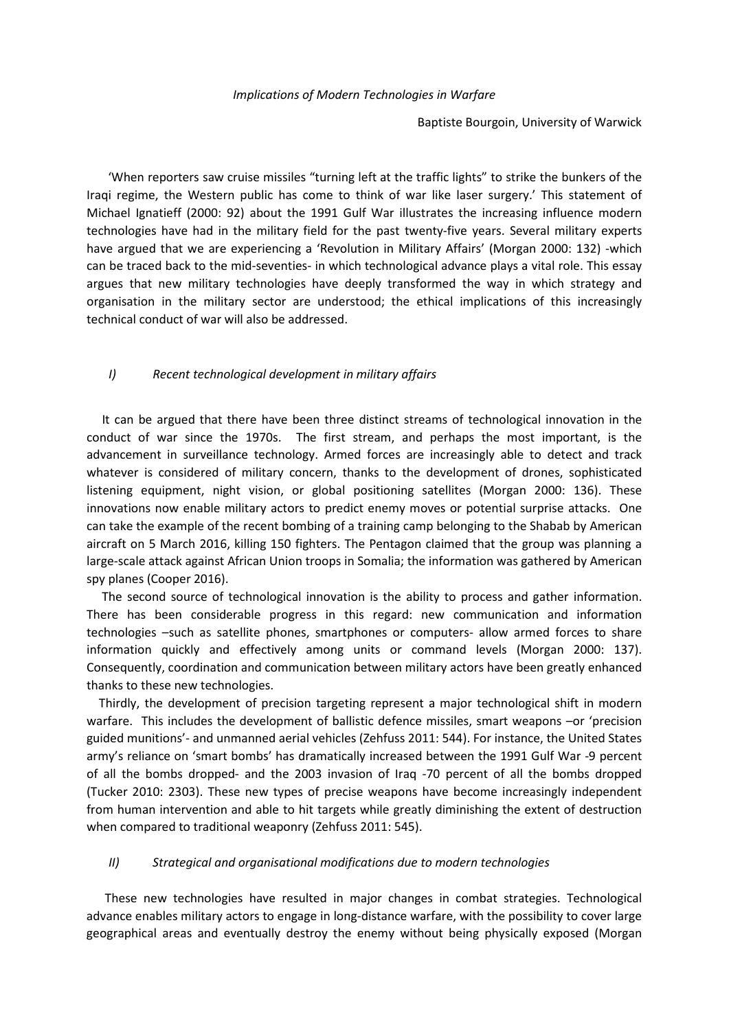*Implications of Modern Technologies in Warfare*

Baptiste Bourgoin, University of Warwick

'When reporters saw cruise missiles "turning left at the traffic lights" to strike the bunkers of the Iraqi regime, the Western public has come to think of war like laser surgery.' This statement of Michael Ignatieff (2000: 92) about the 1991 Gulf War illustrates the increasing influence modern technologies have had in the military field for the past twenty-five years. Several military experts have argued that we are experiencing a 'Revolution in Military Affairs' (Morgan 2000: 132) -which can be traced back to the mid-seventies- in which technological advance plays a vital role. This essay argues that new military technologies have deeply transformed the way in which strategy and organisation in the military sector are understood; the ethical implications of this increasingly technical conduct of war will also be addressed.

## *I) Recent technological development in military affairs*

It can be argued that there have been three distinct streams of technological innovation in the conduct of war since the 1970s. The first stream, and perhaps the most important, is the advancement in surveillance technology. Armed forces are increasingly able to detect and track whatever is considered of military concern, thanks to the development of drones, sophisticated listening equipment, night vision, or global positioning satellites (Morgan 2000: 136). These innovations now enable military actors to predict enemy moves or potential surprise attacks. One can take the example of the recent bombing of a training camp belonging to the Shabab by American aircraft on 5 March 2016, killing 150 fighters. The Pentagon claimed that the group was planning a large-scale attack against African Union troops in Somalia; the information was gathered by American spy planes (Cooper 2016).

The second source of technological innovation is the ability to process and gather information. There has been considerable progress in this regard: new communication and information technologies –such as satellite phones, smartphones or computers- allow armed forces to share information quickly and effectively among units or command levels (Morgan 2000: 137). Consequently, coordination and communication between military actors have been greatly enhanced thanks to these new technologies.

Thirdly, the development of precision targeting represent a major technological shift in modern warfare. This includes the development of ballistic defence missiles, smart weapons –or 'precision guided munitions'- and unmanned aerial vehicles (Zehfuss 2011: 544). For instance, the United States army's reliance on 'smart bombs' has dramatically increased between the 1991 Gulf War -9 percent of all the bombs dropped- and the 2003 invasion of Iraq -70 percent of all the bombs dropped (Tucker 2010: 2303). These new types of precise weapons have become increasingly independent from human intervention and able to hit targets while greatly diminishing the extent of destruction when compared to traditional weaponry (Zehfuss 2011: 545).

## *II) Strategical and organisational modifications due to modern technologies*

These new technologies have resulted in major changes in combat strategies. Technological advance enables military actors to engage in long-distance warfare, with the possibility to cover large geographical areas and eventually destroy the enemy without being physically exposed (Morgan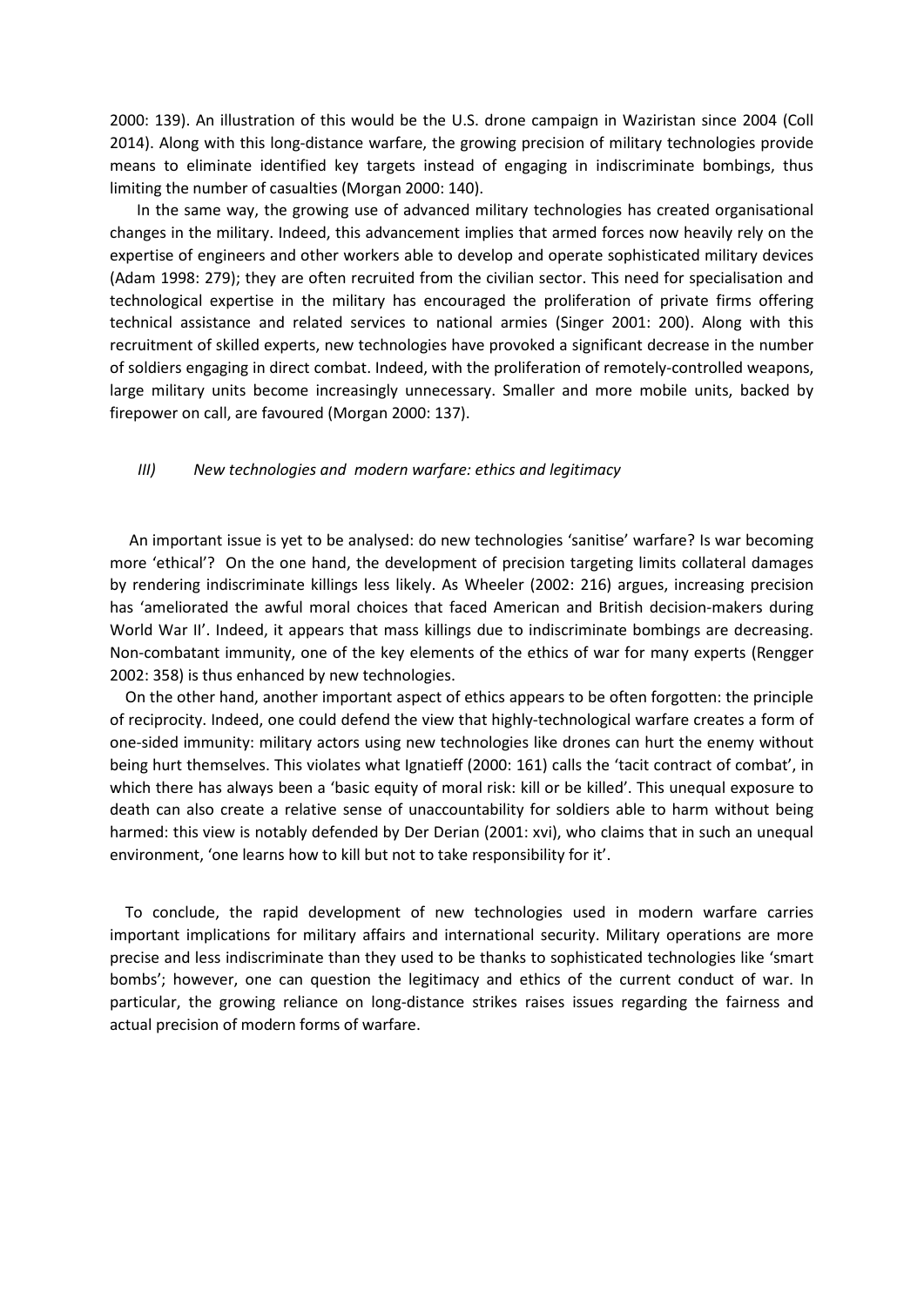2000: 139). An illustration of this would be the U.S. drone campaign in Waziristan since 2004 (Coll 2014). Along with this long-distance warfare, the growing precision of military technologies provide means to eliminate identified key targets instead of engaging in indiscriminate bombings, thus limiting the number of casualties (Morgan 2000: 140).

In the same way, the growing use of advanced military technologies has created organisational changes in the military. Indeed, this advancement implies that armed forces now heavily rely on the expertise of engineers and other workers able to develop and operate sophisticated military devices (Adam 1998: 279); they are often recruited from the civilian sector. This need for specialisation and technological expertise in the military has encouraged the proliferation of private firms offering technical assistance and related services to national armies (Singer 2001: 200). Along with this recruitment of skilled experts, new technologies have provoked a significant decrease in the number of soldiers engaging in direct combat. Indeed, with the proliferation of remotely-controlled weapons, large military units become increasingly unnecessary. Smaller and more mobile units, backed by firepower on call, are favoured (Morgan 2000: 137).

### *III) New technologies and modern warfare: ethics and legitimacy*

An important issue is yet to be analysed: do new technologies 'sanitise' warfare? Is war becoming more 'ethical'? On the one hand, the development of precision targeting limits collateral damages by rendering indiscriminate killings less likely. As Wheeler (2002: 216) argues, increasing precision has 'ameliorated the awful moral choices that faced American and British decision-makers during World War II'. Indeed, it appears that mass killings due to indiscriminate bombings are decreasing. Non-combatant immunity, one of the key elements of the ethics of war for many experts (Rengger 2002: 358) is thus enhanced by new technologies.

On the other hand, another important aspect of ethics appears to be often forgotten: the principle of reciprocity. Indeed, one could defend the view that highly-technological warfare creates a form of one-sided immunity: military actors using new technologies like drones can hurt the enemy without being hurt themselves. This violates what Ignatieff (2000: 161) calls the 'tacit contract of combat', in which there has always been a 'basic equity of moral risk: kill or be killed'. This unequal exposure to death can also create a relative sense of unaccountability for soldiers able to harm without being harmed: this view is notably defended by Der Derian (2001: xvi), who claims that in such an unequal environment, 'one learns how to kill but not to take responsibility for it'.

To conclude, the rapid development of new technologies used in modern warfare carries important implications for military affairs and international security. Military operations are more precise and less indiscriminate than they used to be thanks to sophisticated technologies like 'smart bombs'; however, one can question the legitimacy and ethics of the current conduct of war. In particular, the growing reliance on long-distance strikes raises issues regarding the fairness and actual precision of modern forms of warfare.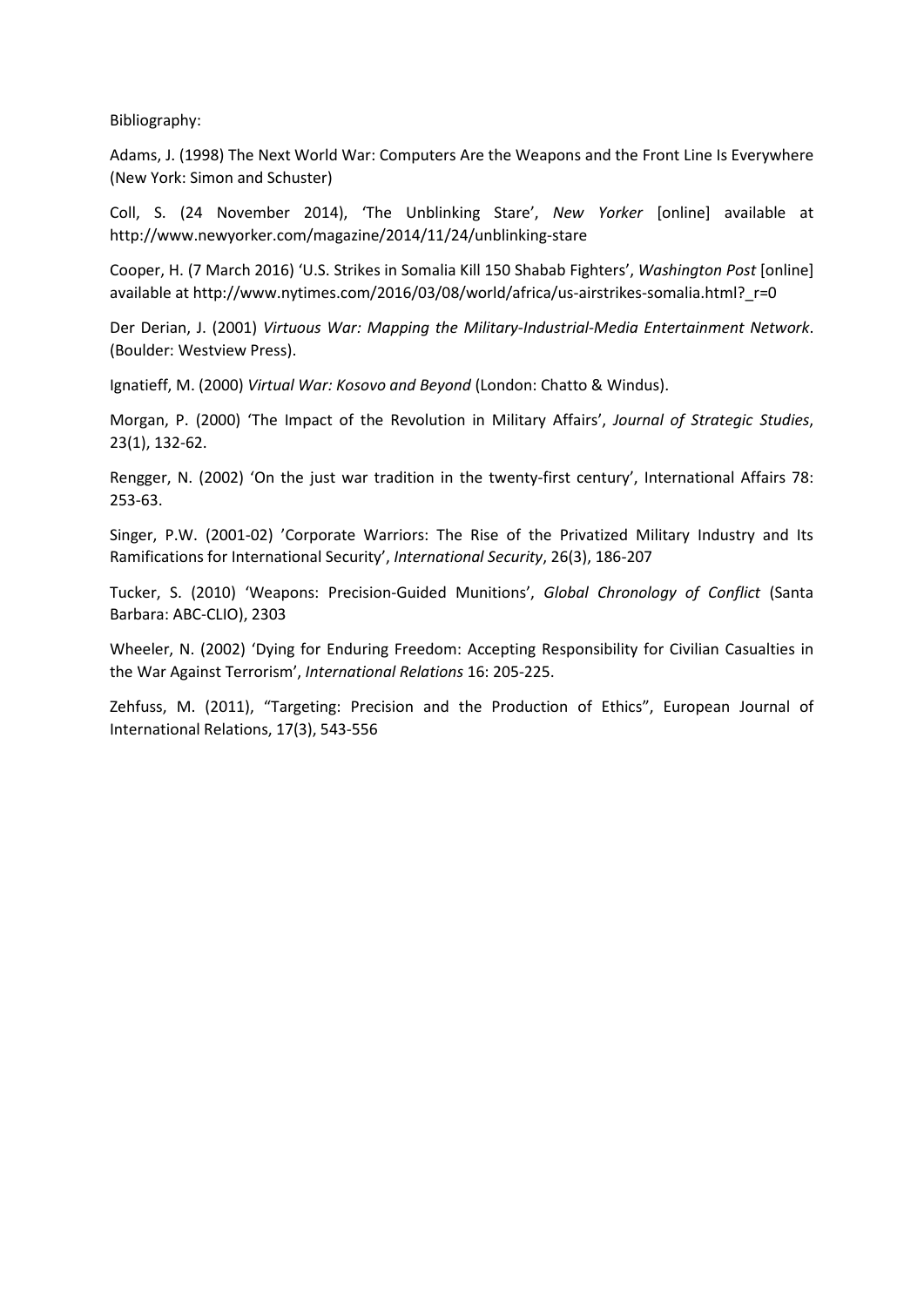Bibliography:

Adams, J. (1998) The Next World War: Computers Are the Weapons and the Front Line Is Everywhere (New York: Simon and Schuster)

Coll, S. (24 November 2014), 'The Unblinking Stare', *New Yorker* [online] available at http://www.newyorker.com/magazine/2014/11/24/unblinking-stare

Cooper, H. (7 March 2016) 'U.S. Strikes in Somalia Kill 150 Shabab Fighters', *Washington Post* [online] available at http://www.nytimes.com/2016/03/08/world/africa/us-airstrikes-somalia.html?_r=0

Der Derian, J. (2001) *Virtuous War: Mapping the Military-Industrial-Media Entertainment Network*. (Boulder: Westview Press).

Ignatieff, M. (2000) *Virtual War: Kosovo and Beyond* (London: Chatto & Windus).

Morgan, P. (2000) 'The Impact of the Revolution in Military Affairs', *Journal of Strategic Studies*, 23(1), 132-62.

Rengger, N. (2002) 'On the just war tradition in the twenty-first century', International Affairs 78: 253-63.

Singer, P.W. (2001-02) 'Corporate Warriors: The Rise of the Privatized Military Industry and Its Ramifications for International Security', *International Security*, 26(3), 186-207

Tucker, S. (2010) 'Weapons: Precision-Guided Munitions', *Global Chronology of Conflict* (Santa Barbara: ABC-CLIO), 2303

Wheeler, N. (2002) 'Dying for Enduring Freedom: Accepting Responsibility for Civilian Casualties in the War Against Terrorism', *International Relations* 16: 205-225.

Zehfuss, M. (2011), "Targeting: Precision and the Production of Ethics", European Journal of International Relations, 17(3), 543-556